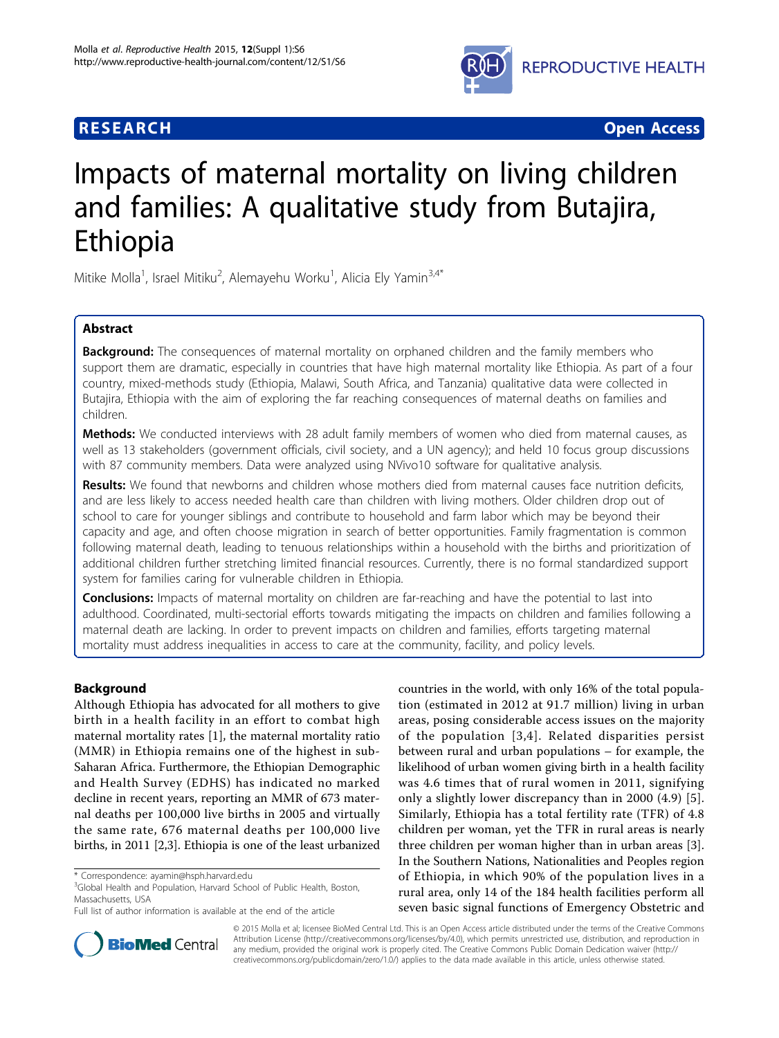**RESEARCH** **Open Access**

# Impacts of maternal mortality on living children and families: A qualitative study from Butajira, Ethiopia

Mitike Molla[1], Israel Mitiku[2], Alemayehu Worku[1], Alicia Ely Yamin[3,4*]

## Abstract

**Background:** The consequences of maternal mortality on orphaned children and the family members who support them are dramatic, especially in countries that have high maternal mortality like Ethiopia. As part of a four country, mixed-methods study (Ethiopia, Malawi, South Africa, and Tanzania) qualitative data were collected in Butajira, Ethiopia with the aim of exploring the far reaching consequences of maternal deaths on families and children.

**Methods:** We conducted interviews with 28 adult family members of women who died from maternal causes, as well as 13 stakeholders (government officials, civil society, and a UN agency); and held 10 focus group discussions with 87 community members. Data were analyzed using NVivo10 software for qualitative analysis.

**Results:** We found that newborns and children whose mothers died from maternal causes face nutrition deficits, and are less likely to access needed health care than children with living mothers. Older children drop out of school to care for younger siblings and contribute to household and farm labor which may be beyond their capacity and age, and often choose migration in search of better opportunities. Family fragmentation is common following maternal death, leading to tenuous relationships within a household with the births and prioritization of additional children further stretching limited financial resources. Currently, there is no formal standardized support system for families caring for vulnerable children in Ethiopia.

**Conclusions:** Impacts of maternal mortality on children are far-reaching and have the potential to last into adulthood. Coordinated, multi-sectorial efforts towards mitigating the impacts on children and families following a maternal death are lacking. In order to prevent impacts on children and families, efforts targeting maternal mortality must address inequalities in access to care at the community, facility, and policy levels.

## Background

Although Ethiopia has advocated for all mothers to give birth in a health facility in an effort to combat high maternal mortality rates [1], the maternal mortality ratio (MMR) in Ethiopia remains one of the highest in sub-Saharan Africa. Furthermore, the Ethiopian Demographic and Health Survey (EDHS) has indicated no marked decline in recent years, reporting an MMR of 673 maternal deaths per 100,000 live births in 2005 and virtually the same rate, 676 maternal deaths per 100,000 live births, in 2011 [2,3]. Ethiopia is one of the least urbanized countries in the world, with only 16% of the total population (estimated in 2012 at 91.7 million) living in urban areas, posing considerable access issues on the majority of the population [3,4]. Related disparities persist between rural and urban populations – for example, the likelihood of urban women giving birth in a health facility was 4.6 times that of rural women in 2011, signifying only a slightly lower discrepancy than in 2000 (4.9) [5]. Similarly, Ethiopia has a total fertility rate (TFR) of 4.8 children per woman, yet the TFR in rural areas is nearly three children per woman higher than in urban areas [3]. In the Southern Nations, Nationalities and Peoples region of Ethiopia, in which 90% of the population lives in a rural area, only 14 of the 184 health facilities perform all seven basic signal functions of Emergency Obstetric and

\* Correspondence: ayamin@hsph.harvard.edu
[3]Global Health and Population, Harvard School of Public Health, Boston, Massachusetts, USA
Full list of author information is available at the end of the article

© 2015 Molla et al; licensee BioMed Central Ltd. This is an Open Access article distributed under the terms of the Creative Commons Attribution License (http://creativecommons.org/licenses/by/4.0), which permits unrestricted use, distribution, and reproduction in any medium, provided the original work is properly cited. The Creative Commons Public Domain Dedication waiver (http://creativecommons.org/publicdomain/zero/1.0/) applies to the data made available in this article, unless otherwise stated.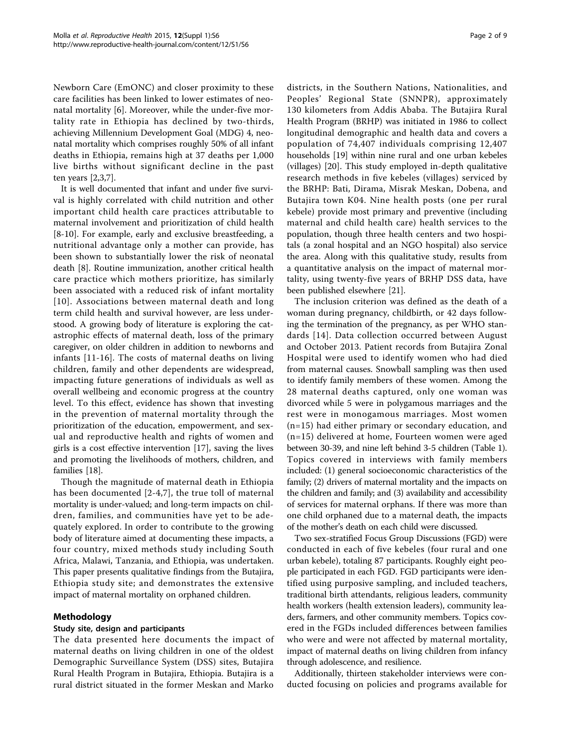Newborn Care (EmONC) and closer proximity to these care facilities has been linked to lower estimates of neonatal mortality [6]. Moreover, while the under-five mortality rate in Ethiopia has declined by two-thirds, achieving Millennium Development Goal (MDG) 4, neonatal mortality which comprises roughly 50% of all infant deaths in Ethiopia, remains high at 37 deaths per 1,000 live births without significant decline in the past ten years [2,3,7].

It is well documented that infant and under five survival is highly correlated with child nutrition and other important child health care practices attributable to maternal involvement and prioritization of child health [8-10]. For example, early and exclusive breastfeeding, a nutritional advantage only a mother can provide, has been shown to substantially lower the risk of neonatal death [8]. Routine immunization, another critical health care practice which mothers prioritize, has similarly been associated with a reduced risk of infant mortality [10]. Associations between maternal death and long term child health and survival however, are less understood. A growing body of literature is exploring the catastrophic effects of maternal death, loss of the primary caregiver, on older children in addition to newborns and infants [11-16]. The costs of maternal deaths on living children, family and other dependents are widespread, impacting future generations of individuals as well as overall wellbeing and economic progress at the country level. To this effect, evidence has shown that investing in the prevention of maternal mortality through the prioritization of the education, empowerment, and sexual and reproductive health and rights of women and girls is a cost effective intervention [17], saving the lives and promoting the livelihoods of mothers, children, and families [18].

Though the magnitude of maternal death in Ethiopia has been documented [2-4,7], the true toll of maternal mortality is under-valued; and long-term impacts on children, families, and communities have yet to be adequately explored. In order to contribute to the growing body of literature aimed at documenting these impacts, a four country, mixed methods study including South Africa, Malawi, Tanzania, and Ethiopia, was undertaken. This paper presents qualitative findings from the Butajira, Ethiopia study site; and demonstrates the extensive impact of maternal mortality on orphaned children.

## Methodology

### Study site, design and participants

The data presented here documents the impact of maternal deaths on living children in one of the oldest Demographic Surveillance System (DSS) sites, Butajira Rural Health Program in Butajira, Ethiopia. Butajira is a rural district situated in the former Meskan and Marko districts, in the Southern Nations, Nationalities, and Peoples' Regional State (SNNPR), approximately 130 kilometers from Addis Ababa. The Butajira Rural Health Program (BRHP) was initiated in 1986 to collect longitudinal demographic and health data and covers a population of 74,407 individuals comprising 12,407 households [19] within nine rural and one urban kebeles (villages) [20]. This study employed in-depth qualitative research methods in five kebeles (villages) serviced by the BRHP: Bati, Dirama, Misrak Meskan, Dobena, and Butajira town K04. Nine health posts (one per rural kebele) provide most primary and preventive (including maternal and child health care) health services to the population, though three health centers and two hospitals (a zonal hospital and an NGO hospital) also service the area. Along with this qualitative study, results from a quantitative analysis on the impact of maternal mortality, using twenty-five years of BRHP DSS data, have been published elsewhere [21].

The inclusion criterion was defined as the death of a woman during pregnancy, childbirth, or 42 days following the termination of the pregnancy, as per WHO standards [14]. Data collection occurred between August and October 2013. Patient records from Butajira Zonal Hospital were used to identify women who had died from maternal causes. Snowball sampling was then used to identify family members of these women. Among the 28 maternal deaths captured, only one woman was divorced while 5 were in polygamous marriages and the rest were in monogamous marriages. Most women (n=15) had either primary or secondary education, and (n=15) delivered at home, Fourteen women were aged between 30-39, and nine left behind 3-5 children (Table 1). Topics covered in interviews with family members included: (1) general socioeconomic characteristics of the family; (2) drivers of maternal mortality and the impacts on the children and family; and (3) availability and accessibility of services for maternal orphans. If there was more than one child orphaned due to a maternal death, the impacts of the mother's death on each child were discussed.

Two sex-stratified Focus Group Discussions (FGD) were conducted in each of five kebeles (four rural and one urban kebele), totaling 87 participants. Roughly eight people participated in each FGD. FGD participants were identified using purposive sampling, and included teachers, traditional birth attendants, religious leaders, community health workers (health extension leaders), community leaders, farmers, and other community members. Topics covered in the FGDs included differences between families who were and were not affected by maternal mortality, impact of maternal deaths on living children from infancy through adolescence, and resilience.

Additionally, thirteen stakeholder interviews were conducted focusing on policies and programs available for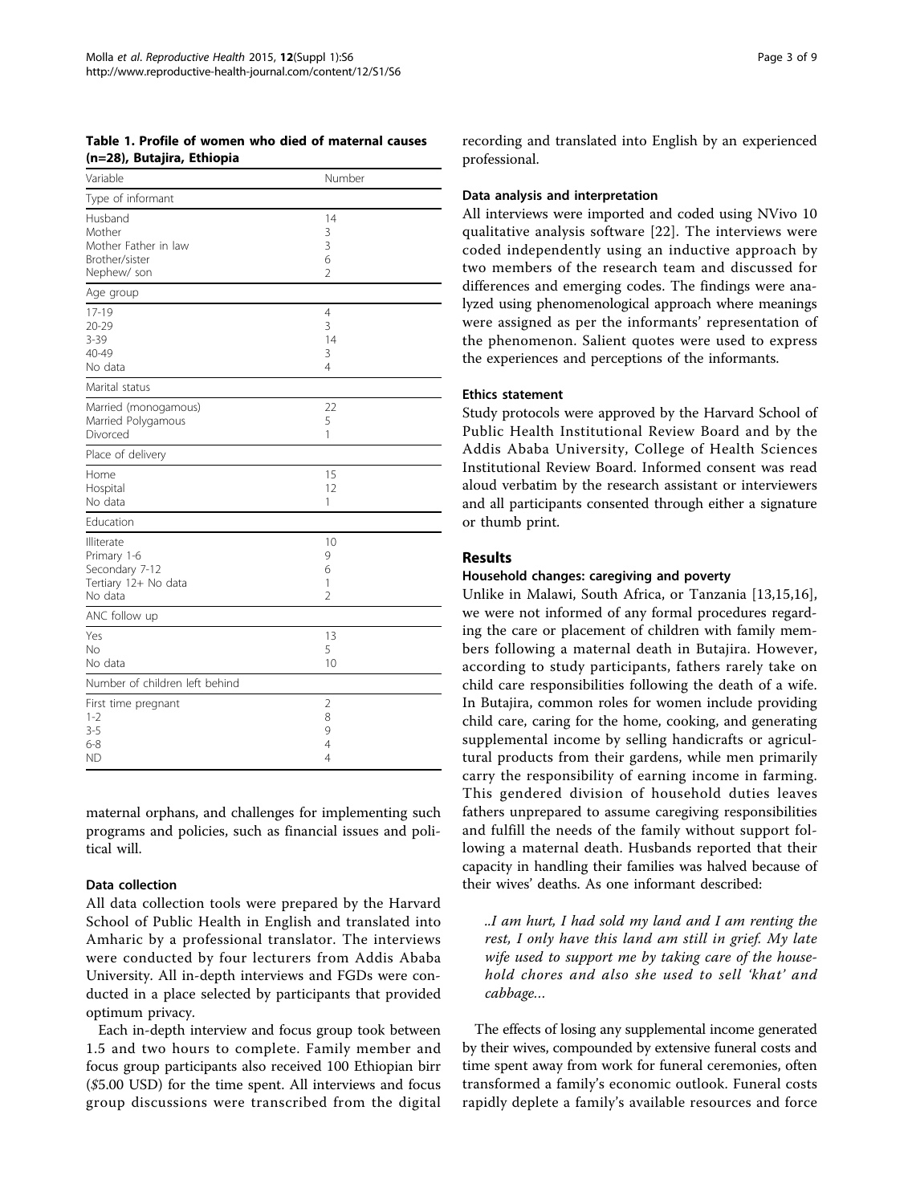**Table 1. Profile of women who died of maternal causes (n=28), Butajira, Ethiopia**

| Variable | Number |
|---|---|
| **Type of informant** | |
| Husband | 14 |
| Mother | 3 |
| Mother Father in law | 3 |
| Brother/sister | 6 |
| Nephew/ son | 2 |
| **Age group** | |
| 17-19 | 4 |
| 20-29 | 3 |
| 3-39 | 14 |
| 40-49 | 3 |
| No data | 4 |
| **Marital status** | |
| Married (monogamous) | 22 |
| Married Polygamous | 5 |
| Divorced | 1 |
| **Place of delivery** | |
| Home | 15 |
| Hospital | 12 |
| No data | 1 |
| **Education** | |
| Illiterate | 10 |
| Primary 1-6 | 9 |
| Secondary 7-12 | 6 |
| Tertiary 12+ No data | 1 |
| No data | 2 |
| **ANC follow up** | |
| Yes | 13 |
| No | 5 |
| No data | 10 |
| **Number of children left behind** | |
| First time pregnant | 2 |
| 1-2 | 8 |
| 3-5 | 9 |
| 6-8 | 4 |
| ND | 4 |

maternal orphans, and challenges for implementing such programs and policies, such as financial issues and political will.

### Data collection

All data collection tools were prepared by the Harvard School of Public Health in English and translated into Amharic by a professional translator. The interviews were conducted by four lecturers from Addis Ababa University. All in-depth interviews and FGDs were conducted in a place selected by participants that provided optimum privacy.

Each in-depth interview and focus group took between 1.5 and two hours to complete. Family member and focus group participants also received 100 Ethiopian birr ($5.00 USD) for the time spent. All interviews and focus group discussions were transcribed from the digital recording and translated into English by an experienced professional.

### Data analysis and interpretation

All interviews were imported and coded using NVivo 10 qualitative analysis software [22]. The interviews were coded independently using an inductive approach by two members of the research team and discussed for differences and emerging codes. The findings were analyzed using phenomenological approach where meanings were assigned as per the informants' representation of the phenomenon. Salient quotes were used to express the experiences and perceptions of the informants.

### Ethics statement

Study protocols were approved by the Harvard School of Public Health Institutional Review Board and by the Addis Ababa University, College of Health Sciences Institutional Review Board. Informed consent was read aloud verbatim by the research assistant or interviewers and all participants consented through either a signature or thumb print.

## Results

### Household changes: caregiving and poverty

Unlike in Malawi, South Africa, or Tanzania [13,15,16], we were not informed of any formal procedures regarding the care or placement of children with family members following a maternal death in Butajira. However, according to study participants, fathers rarely take on child care responsibilities following the death of a wife. In Butajira, common roles for women include providing child care, caring for the home, cooking, and generating supplemental income by selling handicrafts or agricultural products from their gardens, while men primarily carry the responsibility of earning income in farming. This gendered division of household duties leaves fathers unprepared to assume caregiving responsibilities and fulfill the needs of the family without support following a maternal death. Husbands reported that their capacity in handling their families was halved because of their wives' deaths. As one informant described:

> *..I am hurt, I had sold my land and I am renting the rest, I only have this land am still in grief. My late wife used to support me by taking care of the household chores and also she used to sell 'khat' and cabbage...*

The effects of losing any supplemental income generated by their wives, compounded by extensive funeral costs and time spent away from work for funeral ceremonies, often transformed a family's economic outlook. Funeral costs rapidly deplete a family's available resources and force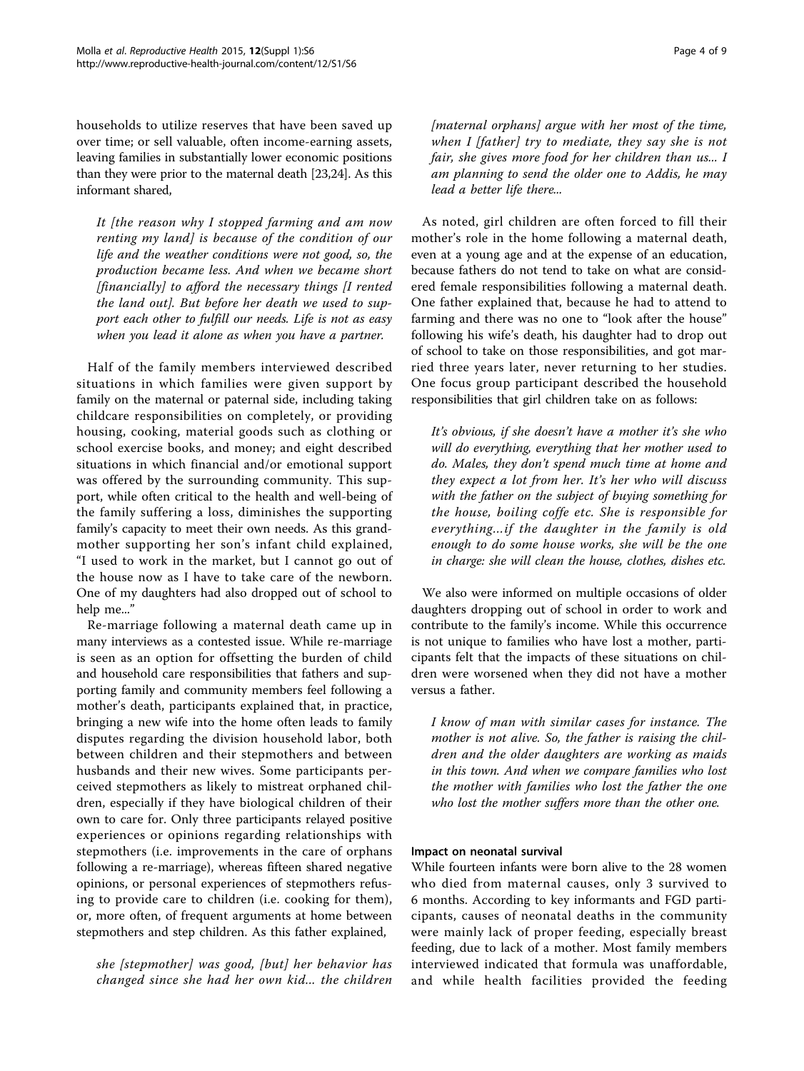households to utilize reserves that have been saved up over time; or sell valuable, often income-earning assets, leaving families in substantially lower economic positions than they were prior to the maternal death [23,24]. As this informant shared,

> *It [the reason why I stopped farming and am now renting my land] is because of the condition of our life and the weather conditions were not good, so, the production became less. And when we became short [financially] to afford the necessary things [I rented the land out]. But before her death we used to support each other to fulfill our needs. Life is not as easy when you lead it alone as when you have a partner.*

Half of the family members interviewed described situations in which families were given support by family on the maternal or paternal side, including taking childcare responsibilities on completely, or providing housing, cooking, material goods such as clothing or school exercise books, and money; and eight described situations in which financial and/or emotional support was offered by the surrounding community. This support, while often critical to the health and well-being of the family suffering a loss, diminishes the supporting family's capacity to meet their own needs. As this grandmother supporting her son's infant child explained, "I used to work in the market, but I cannot go out of the house now as I have to take care of the newborn. One of my daughters had also dropped out of school to help me..."

Re-marriage following a maternal death came up in many interviews as a contested issue. While re-marriage is seen as an option for offsetting the burden of child and household care responsibilities that fathers and supporting family and community members feel following a mother's death, participants explained that, in practice, bringing a new wife into the home often leads to family disputes regarding the division household labor, both between children and their stepmothers and between husbands and their new wives. Some participants perceived stepmothers as likely to mistreat orphaned children, especially if they have biological children of their own to care for. Only three participants relayed positive experiences or opinions regarding relationships with stepmothers (i.e. improvements in the care of orphans following a re-marriage), whereas fifteen shared negative opinions, or personal experiences of stepmothers refusing to provide care to children (i.e. cooking for them), or, more often, of frequent arguments at home between stepmothers and step children. As this father explained,

> *she [stepmother] was good, [but] her behavior has changed since she had her own kid... the children [maternal orphans] argue with her most of the time, when I [father] try to mediate, they say she is not fair, she gives more food for her children than us... I am planning to send the older one to Addis, he may lead a better life there...*

As noted, girl children are often forced to fill their mother's role in the home following a maternal death, even at a young age and at the expense of an education, because fathers do not tend to take on what are considered female responsibilities following a maternal death. One father explained that, because he had to attend to farming and there was no one to "look after the house" following his wife's death, his daughter had to drop out of school to take on those responsibilities, and got married three years later, never returning to her studies. One focus group participant described the household responsibilities that girl children take on as follows:

> *It's obvious, if she doesn't have a mother it's she who will do everything, everything that her mother used to do. Males, they don't spend much time at home and they expect a lot from her. It's her who will discuss with the father on the subject of buying something for the house, boiling coffe etc. She is responsible for everything...if the daughter in the family is old enough to do some house works, she will be the one in charge: she will clean the house, clothes, dishes etc.*

We also were informed on multiple occasions of older daughters dropping out of school in order to work and contribute to the family's income. While this occurrence is not unique to families who have lost a mother, participants felt that the impacts of these situations on children were worsened when they did not have a mother versus a father.

> *I know of man with similar cases for instance. The mother is not alive. So, the father is raising the children and the older daughters are working as maids in this town. And when we compare families who lost the mother with families who lost the father the one who lost the mother suffers more than the other one.*

#### Impact on neonatal survival

While fourteen infants were born alive to the 28 women who died from maternal causes, only 3 survived to 6 months. According to key informants and FGD participants, causes of neonatal deaths in the community were mainly lack of proper feeding, especially breast feeding, due to lack of a mother. Most family members interviewed indicated that formula was unaffordable, and while health facilities provided the feeding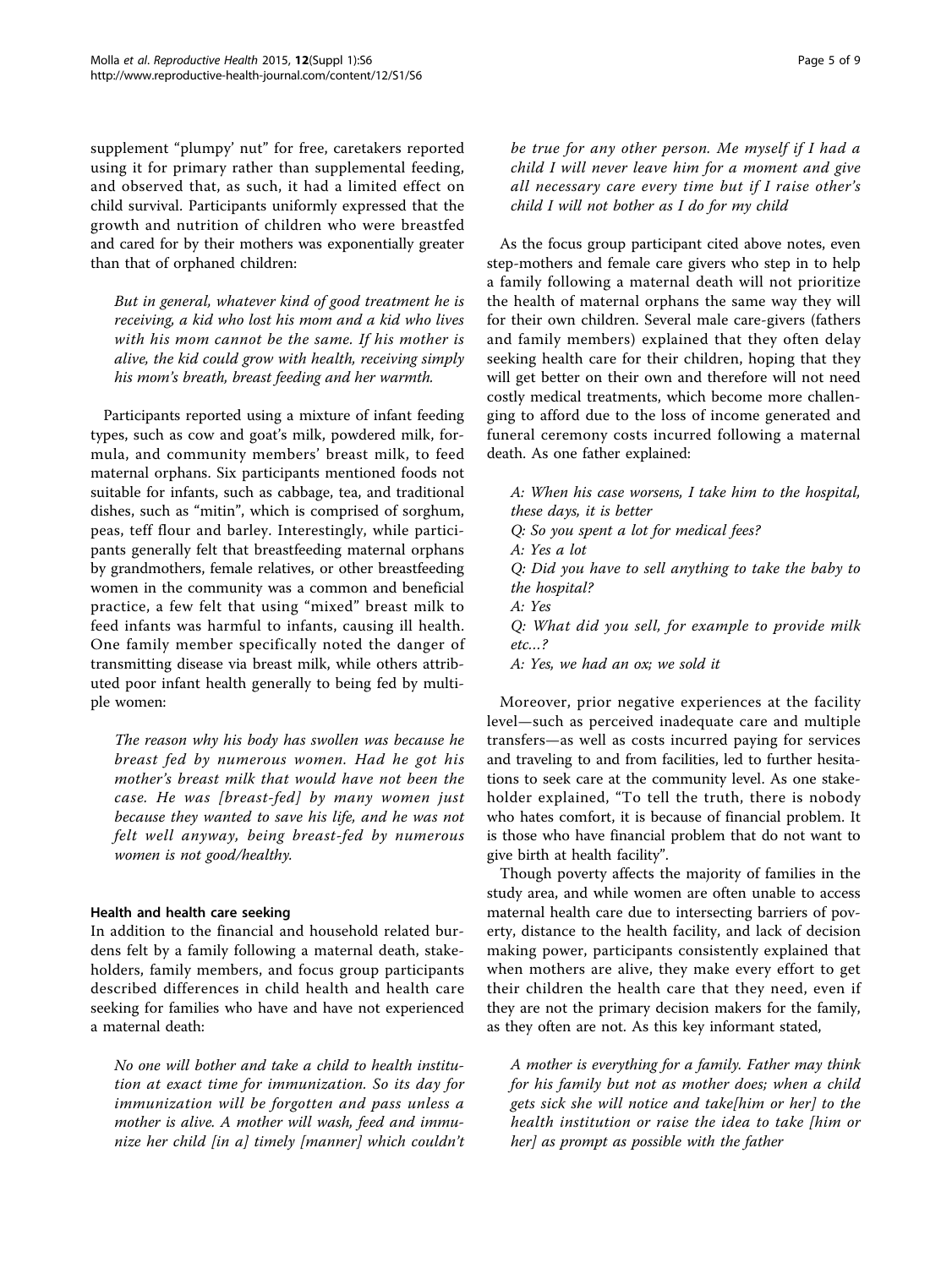supplement "plumpy' nut" for free, caretakers reported using it for primary rather than supplemental feeding, and observed that, as such, it had a limited effect on child survival. Participants uniformly expressed that the growth and nutrition of children who were breastfed and cared for by their mothers was exponentially greater than that of orphaned children:

> *But in general, whatever kind of good treatment he is receiving, a kid who lost his mom and a kid who lives with his mom cannot be the same. If his mother is alive, the kid could grow with health, receiving simply his mom's breath, breast feeding and her warmth.*

Participants reported using a mixture of infant feeding types, such as cow and goat's milk, powdered milk, formula, and community members' breast milk, to feed maternal orphans. Six participants mentioned foods not suitable for infants, such as cabbage, tea, and traditional dishes, such as "mitin", which is comprised of sorghum, peas, teff flour and barley. Interestingly, while participants generally felt that breastfeeding maternal orphans by grandmothers, female relatives, or other breastfeeding women in the community was a common and beneficial practice, a few felt that using "mixed" breast milk to feed infants was harmful to infants, causing ill health. One family member specifically noted the danger of transmitting disease via breast milk, while others attributed poor infant health generally to being fed by multiple women:

> *The reason why his body has swollen was because he breast fed by numerous women. Had he got his mother's breast milk that would have not been the case. He was [breast-fed] by many women just because they wanted to save his life, and he was not felt well anyway, being breast-fed by numerous women is not good/healthy.*

#### Health and health care seeking

In addition to the financial and household related burdens felt by a family following a maternal death, stakeholders, family members, and focus group participants described differences in child health and health care seeking for families who have and have not experienced a maternal death:

> *No one will bother and take a child to health institution at exact time for immunization. So its day for immunization will be forgotten and pass unless a mother is alive. A mother will wash, feed and immunize her child [in a] timely [manner] which couldn't be true for any other person. Me myself if I had a child I will never leave him for a moment and give all necessary care every time but if I raise other's child I will not bother as I do for my child*

As the focus group participant cited above notes, even step-mothers and female care givers who step in to help a family following a maternal death will not prioritize the health of maternal orphans the same way they will for their own children. Several male care-givers (fathers and family members) explained that they often delay seeking health care for their children, hoping that they will get better on their own and therefore will not need costly medical treatments, which become more challenging to afford due to the loss of income generated and funeral ceremony costs incurred following a maternal death. As one father explained:

> *A: When his case worsens, I take him to the hospital, these days, it is better*
> *Q: So you spent a lot for medical fees?*
> *A: Yes a lot*
> *Q: Did you have to sell anything to take the baby to the hospital?*
> *A: Yes*
> *Q: What did you sell, for example to provide milk etc...?*
> *A: Yes, we had an ox; we sold it*

Moreover, prior negative experiences at the facility level—such as perceived inadequate care and multiple transfers—as well as costs incurred paying for services and traveling to and from facilities, led to further hesitations to seek care at the community level. As one stakeholder explained, "To tell the truth, there is nobody who hates comfort, it is because of financial problem. It is those who have financial problem that do not want to give birth at health facility".

Though poverty affects the majority of families in the study area, and while women are often unable to access maternal health care due to intersecting barriers of poverty, distance to the health facility, and lack of decision making power, participants consistently explained that when mothers are alive, they make every effort to get their children the health care that they need, even if they are not the primary decision makers for the family, as they often are not. As this key informant stated,

> *A mother is everything for a family. Father may think for his family but not as mother does; when a child gets sick she will notice and take[him or her] to the health institution or raise the idea to take [him or her] as prompt as possible with the father*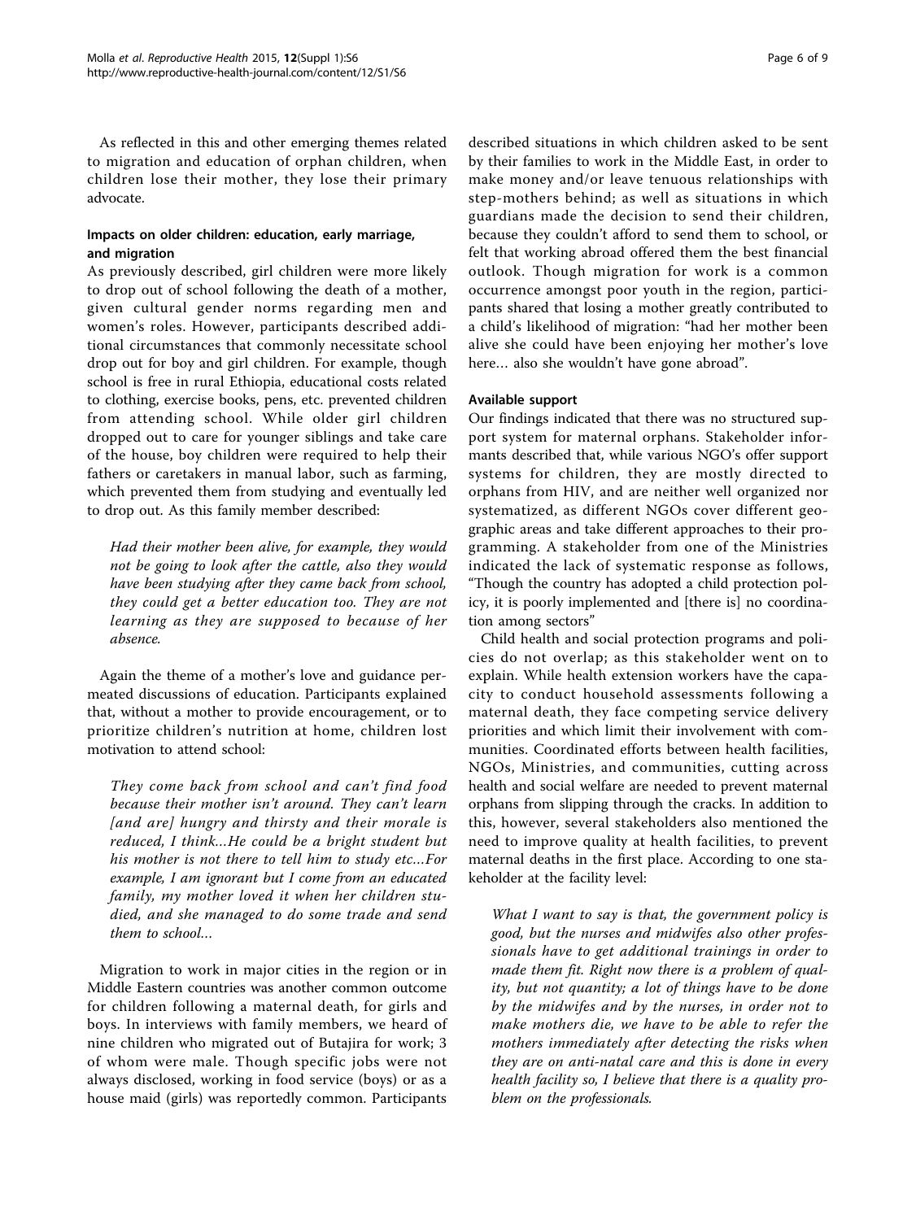As reflected in this and other emerging themes related to migration and education of orphan children, when children lose their mother, they lose their primary advocate.

### Impacts on older children: education, early marriage, and migration

As previously described, girl children were more likely to drop out of school following the death of a mother, given cultural gender norms regarding men and women's roles. However, participants described additional circumstances that commonly necessitate school drop out for boy and girl children. For example, though school is free in rural Ethiopia, educational costs related to clothing, exercise books, pens, etc. prevented children from attending school. While older girl children dropped out to care for younger siblings and take care of the house, boy children were required to help their fathers or caretakers in manual labor, such as farming, which prevented them from studying and eventually led to drop out. As this family member described:

> *Had their mother been alive, for example, they would not be going to look after the cattle, also they would have been studying after they came back from school, they could get a better education too. They are not learning as they are supposed to because of her absence.*

Again the theme of a mother's love and guidance permeated discussions of education. Participants explained that, without a mother to provide encouragement, or to prioritize children's nutrition at home, children lost motivation to attend school:

> *They come back from school and can't find food because their mother isn't around. They can't learn [and are] hungry and thirsty and their morale is reduced, I think...He could be a bright student but his mother is not there to tell him to study etc...For example, I am ignorant but I come from an educated family, my mother loved it when her children studied, and she managed to do some trade and send them to school...*

Migration to work in major cities in the region or in Middle Eastern countries was another common outcome for children following a maternal death, for girls and boys. In interviews with family members, we heard of nine children who migrated out of Butajira for work; 3 of whom were male. Though specific jobs were not always disclosed, working in food service (boys) or as a house maid (girls) was reportedly common. Participants described situations in which children asked to be sent by their families to work in the Middle East, in order to make money and/or leave tenuous relationships with step-mothers behind; as well as situations in which guardians made the decision to send their children, because they couldn't afford to send them to school, or felt that working abroad offered them the best financial outlook. Though migration for work is a common occurrence amongst poor youth in the region, participants shared that losing a mother greatly contributed to a child's likelihood of migration: "had her mother been alive she could have been enjoying her mother's love here... also she wouldn't have gone abroad".

### Available support

Our findings indicated that there was no structured support system for maternal orphans. Stakeholder informants described that, while various NGO's offer support systems for children, they are mostly directed to orphans from HIV, and are neither well organized nor systematized, as different NGOs cover different geographic areas and take different approaches to their programming. A stakeholder from one of the Ministries indicated the lack of systematic response as follows, "Though the country has adopted a child protection policy, it is poorly implemented and [there is] no coordination among sectors"

Child health and social protection programs and policies do not overlap; as this stakeholder went on to explain. While health extension workers have the capacity to conduct household assessments following a maternal death, they face competing service delivery priorities and which limit their involvement with communities. Coordinated efforts between health facilities, NGOs, Ministries, and communities, cutting across health and social welfare are needed to prevent maternal orphans from slipping through the cracks. In addition to this, however, several stakeholders also mentioned the need to improve quality at health facilities, to prevent maternal deaths in the first place. According to one stakeholder at the facility level:

> *What I want to say is that, the government policy is good, but the nurses and midwifes also other professionals have to get additional trainings in order to made them fit. Right now there is a problem of quality, but not quantity; a lot of things have to be done by the midwifes and by the nurses, in order not to make mothers die, we have to be able to refer the mothers immediately after detecting the risks when they are on anti-natal care and this is done in every health facility so, I believe that there is a quality problem on the professionals.*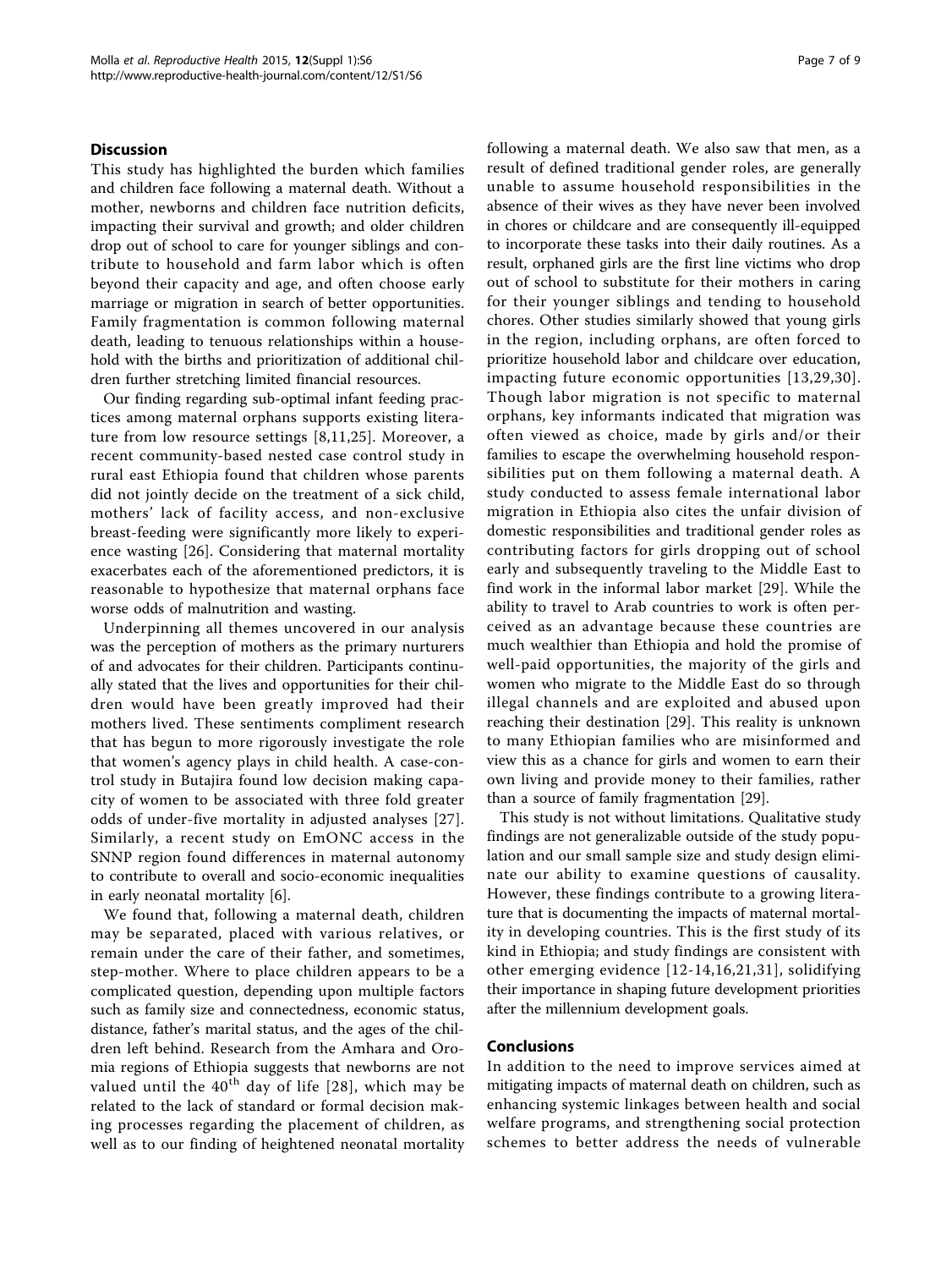## Discussion

This study has highlighted the burden which families and children face following a maternal death. Without a mother, newborns and children face nutrition deficits, impacting their survival and growth; and older children drop out of school to care for younger siblings and contribute to household and farm labor which is often beyond their capacity and age, and often choose early marriage or migration in search of better opportunities. Family fragmentation is common following maternal death, leading to tenuous relationships within a household with the births and prioritization of additional children further stretching limited financial resources.

Our finding regarding sub-optimal infant feeding practices among maternal orphans supports existing literature from low resource settings [8,11,25]. Moreover, a recent community-based nested case control study in rural east Ethiopia found that children whose parents did not jointly decide on the treatment of a sick child, mothers' lack of facility access, and non-exclusive breast-feeding were significantly more likely to experience wasting [26]. Considering that maternal mortality exacerbates each of the aforementioned predictors, it is reasonable to hypothesize that maternal orphans face worse odds of malnutrition and wasting.

Underpinning all themes uncovered in our analysis was the perception of mothers as the primary nurturers of and advocates for their children. Participants continually stated that the lives and opportunities for their children would have been greatly improved had their mothers lived. These sentiments compliment research that has begun to more rigorously investigate the role that women's agency plays in child health. A case-control study in Butajira found low decision making capacity of women to be associated with three fold greater odds of under-five mortality in adjusted analyses [27]. Similarly, a recent study on EmONC access in the SNNP region found differences in maternal autonomy to contribute to overall and socio-economic inequalities in early neonatal mortality [6].

We found that, following a maternal death, children may be separated, placed with various relatives, or remain under the care of their father, and sometimes, step-mother. Where to place children appears to be a complicated question, depending upon multiple factors such as family size and connectedness, economic status, distance, father's marital status, and the ages of the children left behind. Research from the Amhara and Oromia regions of Ethiopia suggests that newborns are not valued until the 40$^{th}$ day of life [28], which may be related to the lack of standard or formal decision making processes regarding the placement of children, as well as to our finding of heightened neonatal mortality following a maternal death. We also saw that men, as a result of defined traditional gender roles, are generally unable to assume household responsibilities in the absence of their wives as they have never been involved in chores or childcare and are consequently ill-equipped to incorporate these tasks into their daily routines. As a result, orphaned girls are the first line victims who drop out of school to substitute for their mothers in caring for their younger siblings and tending to household chores. Other studies similarly showed that young girls in the region, including orphans, are often forced to prioritize household labor and childcare over education, impacting future economic opportunities [13,29,30]. Though labor migration is not specific to maternal orphans, key informants indicated that migration was often viewed as choice, made by girls and/or their families to escape the overwhelming household responsibilities put on them following a maternal death. A study conducted to assess female international labor migration in Ethiopia also cites the unfair division of domestic responsibilities and traditional gender roles as contributing factors for girls dropping out of school early and subsequently traveling to the Middle East to find work in the informal labor market [29]. While the ability to travel to Arab countries to work is often perceived as an advantage because these countries are much wealthier than Ethiopia and hold the promise of well-paid opportunities, the majority of the girls and women who migrate to the Middle East do so through illegal channels and are exploited and abused upon reaching their destination [29]. This reality is unknown to many Ethiopian families who are misinformed and view this as a chance for girls and women to earn their own living and provide money to their families, rather than a source of family fragmentation [29].

This study is not without limitations. Qualitative study findings are not generalizable outside of the study population and our small sample size and study design eliminate our ability to examine questions of causality. However, these findings contribute to a growing literature that is documenting the impacts of maternal mortality in developing countries. This is the first study of its kind in Ethiopia; and study findings are consistent with other emerging evidence [12-14,16,21,31], solidifying their importance in shaping future development priorities after the millennium development goals.

## Conclusions

In addition to the need to improve services aimed at mitigating impacts of maternal death on children, such as enhancing systemic linkages between health and social welfare programs, and strengthening social protection schemes to better address the needs of vulnerable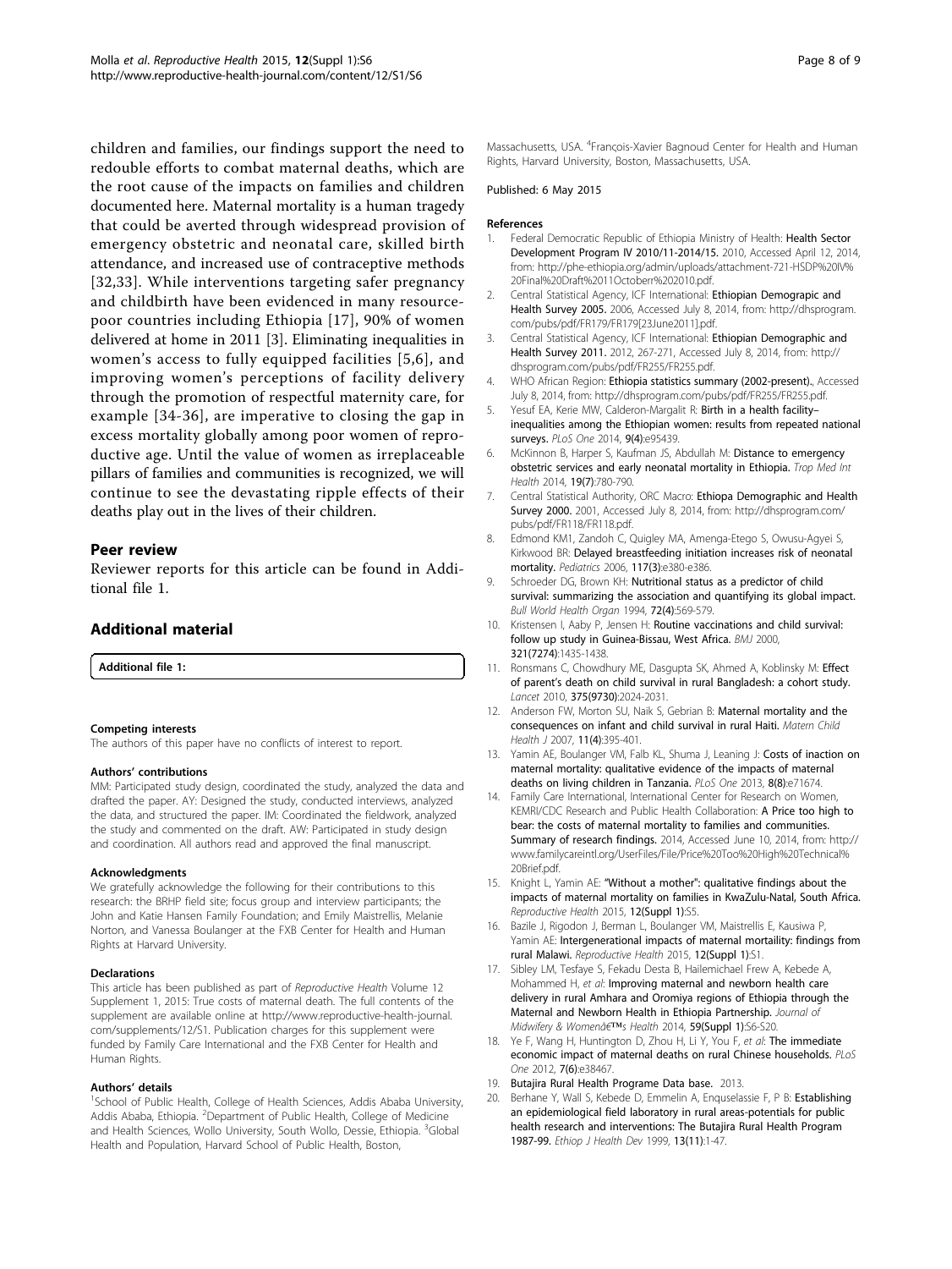children and families, our findings support the need to redouble efforts to combat maternal deaths, which are the root cause of the impacts on families and children documented here. Maternal mortality is a human tragedy that could be averted through widespread provision of emergency obstetric and neonatal care, skilled birth attendance, and increased use of contraceptive methods [32,33]. While interventions targeting safer pregnancy and childbirth have been evidenced in many resource-poor countries including Ethiopia [17], 90% of women delivered at home in 2011 [3]. Eliminating inequalities in women's access to fully equipped facilities [5,6], and improving women's perceptions of facility delivery through the promotion of respectful maternity care, for example [34-36], are imperative to closing the gap in excess mortality globally among poor women of reproductive age. Until the value of women as irreplaceable pillars of families and communities is recognized, we will continue to see the devastating ripple effects of their deaths play out in the lives of their children.

## Peer review

Reviewer reports for this article can be found in Additional file 1.

## Additional material

**Additional file 1:**

#### Competing interests

The authors of this paper have no conflicts of interest to report.

#### Authors' contributions

MM: Participated study design, coordinated the study, analyzed the data and drafted the paper. AY: Designed the study, conducted interviews, analyzed the data, and structured the paper. IM: Coordinated the fieldwork, analyzed the study and commented on the draft. AW: Participated in study design and coordination. All authors read and approved the final manuscript.

#### Acknowledgments

We gratefully acknowledge the following for their contributions to this research: the BRHP field site; focus group and interview participants; the John and Katie Hansen Family Foundation; and Emily Maistrellis, Melanie Norton, and Vanessa Boulanger at the FXB Center for Health and Human Rights at Harvard University.

#### Declarations

This article has been published as part of *Reproductive Health* Volume 12 Supplement 1, 2015: True costs of maternal death. The full contents of the supplement are available online at http://www.reproductive-health-journal.com/supplements/12/S1. Publication charges for this supplement were funded by Family Care International and the FXB Center for Health and Human Rights.

#### Authors' details

[1]School of Public Health, College of Health Sciences, Addis Ababa University, Addis Ababa, Ethiopia. [2]Department of Public Health, College of Medicine and Health Sciences, Wollo University, South Wollo, Dessie, Ethiopia. [3]Global Health and Population, Harvard School of Public Health, Boston, Massachusetts, USA. [4]François-Xavier Bagnoud Center for Health and Human Rights, Harvard University, Boston, Massachusetts, USA.

Published: 6 May 2015

#### References

1. Federal Democratic Republic of Ethiopia Ministry of Health: **Health Sector Development Program IV 2010/11-2014/15.** 2010, Accessed April 12, 2014, from: http://phe-ethiopia.org/admin/uploads/attachment-721-HSDP%20IV%20Final%20Draft%2011Octoberr%202010.pdf.
2. Central Statistical Agency, ICF International: **Ethiopian Demograpic and Health Survey 2005.** 2006, Accessed July 8, 2014, from: http://dhsprogram.com/pubs/pdf/FR179/FR179[23June2011].pdf.
3. Central Statistical Agency, ICF International: **Ethiopian Demographic and Health Survey 2011.** 2012, 267-271, Accessed July 8, 2014, from: http://dhsprogram.com/pubs/pdf/FR255/FR255.pdf.
4. WHO African Region: **Ethiopia statistics summary (2002-present).**, Accessed July 8, 2014, from: http://dhsprogram.com/pubs/pdf/FR255/FR255.pdf.
5. Yesuf EA, Kerie MW, Calderon-Margalit R: **Birth in a health facility–inequalities among the Ethiopian women: results from repeated national surveys.** *PLoS One* 2014, **9(4)**:e95439.
6. McKinnon B, Harper S, Kaufman JS, Abdullah M: **Distance to emergency obstetric services and early neonatal mortality in Ethiopia.** *Trop Med Int Health* 2014, **19(7)**:780-790.
7. Central Statistical Authority, ORC Macro: **Ethiopa Demographic and Health Survey 2000.** 2001, Accessed July 8, 2014, from: http://dhsprogram.com/pubs/pdf/FR118/FR118.pdf.
8. Edmond KM1, Zandoh C, Quigley MA, Amenga-Etego S, Owusu-Agyei S, Kirkwood BR: **Delayed breastfeeding initiation increases risk of neonatal mortality.** *Pediatrics* 2006, **117(3)**:e380-e386.
9. Schroeder DG, Brown KH: **Nutritional status as a predictor of child survival: summarizing the association and quantifying its global impact.** *Bull World Health Organ* 1994, **72(4)**:569-579.
10. Kristensen I, Aaby P, Jensen H: **Routine vaccinations and child survival: follow up study in Guinea-Bissau, West Africa.** *BMJ* 2000, **321(7274)**:1435-1438.
11. Ronsmans C, Chowdhury ME, Dasgupta SK, Ahmed A, Koblinsky M: **Effect of parent's death on child survival in rural Bangladesh: a cohort study.** *Lancet* 2010, **375(9730)**:2024-2031.
12. Anderson FW, Morton SU, Naik S, Gebrian B: **Maternal mortality and the consequences on infant and child survival in rural Haiti.** *Matern Child Health J* 2007, **11(4)**:395-401.
13. Yamin AE, Boulanger VM, Falb KL, Shuma J, Leaning J: **Costs of inaction on maternal mortality: qualitative evidence of the impacts of maternal deaths on living children in Tanzania.** *PLoS One* 2013, **8(8)**:e71674.
14. Family Care International, International Center for Research on Women, KEMRI/CDC Research and Public Health Collaboration: **A Price too high to bear: the costs of maternal mortality to families and communities. Summary of research findings.** 2014, Accessed June 10, 2014, from: http://www.familycareintl.org/UserFiles/File/Price%20Too%20High%20Technical%20Brief.pdf.
15. Knight L, Yamin AE: **"Without a mother": qualitative findings about the impacts of maternal mortality on families in KwaZulu-Natal, South Africa.** *Reproductive Health* 2015, **12(Suppl 1)**:S5.
16. Bazile J, Rigodon J, Berman L, Boulanger VM, Maistrellis E, Kausiwa P, Yamin AE: **Intergenerational impacts of maternal mortality: findings from rural Malawi.** *Reproductive Health* 2015, **12(Suppl 1)**:S1.
17. Sibley LM, Tesfaye S, Fekadu Desta B, Hailemichael Frew A, Kebede A, Mohammed H, *et al*: **Improving maternal and newborn health care delivery in rural Amhara and Oromiya regions of Ethiopia through the Maternal and Newborn Health in Ethiopia Partnership.** *Journal of Midwifery & Womenâ€™s Health* 2014, **59(Suppl 1)**:S6-S20.
18. Ye F, Wang H, Huntington D, Zhou H, Li Y, You F, *et al*: **The immediate economic impact of maternal deaths on rural Chinese households.** *PLoS One* 2012, **7(6)**:e38467.
19. **Butajira Rural Health Programe Data base.** 2013.
20. Berhane Y, Wall S, Kebede D, Emmelin A, Enquselassie F, P B: **Establishing an epidemiological field laboratory in rural areas-potentials for public health research and interventions: The Butajira Rural Health Program 1987-99.** *Ethiop J Health Dev* 1999, **13(11)**:1-47.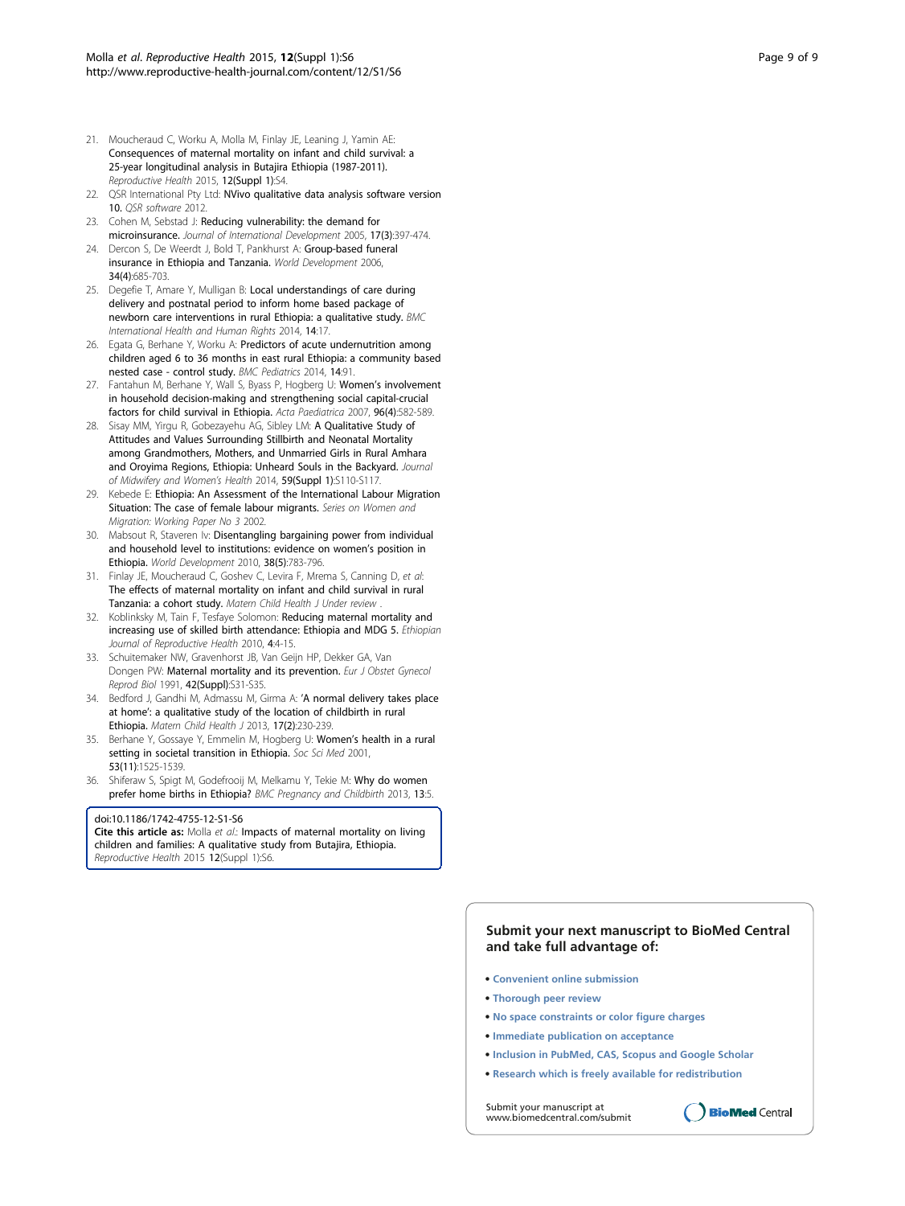21. Moucheraud C, Worku A, Molla M, Finlay JE, Leaning J, Yamin AE: **Consequences of maternal mortality on infant and child survival: a 25-year longitudinal analysis in Butajira Ethiopia (1987-2011).** *Reproductive Health* 2015, **12(Suppl 1)**:S4.
22. QSR International Pty Ltd: **NVivo qualitative data analysis software version 10.** *QSR software* 2012.
23. Cohen M, Sebstad J: **Reducing vulnerability: the demand for microinsurance.** *Journal of International Development* 2005, **17(3)**:397-474.
24. Dercon S, De Weerdt J, Bold T, Pankhurst A: **Group-based funeral insurance in Ethiopia and Tanzania.** *World Development* 2006, **34(4)**:685-703.
25. Degefie T, Amare Y, Mulligan B: **Local understandings of care during delivery and postnatal period to inform home based package of newborn care interventions in rural Ethiopia: a qualitative study.** *BMC International Health and Human Rights* 2014, **14**:17.
26. Egata G, Berhane Y, Worku A: **Predictors of acute undernutrition among children aged 6 to 36 months in east rural Ethiopia: a community based nested case - control study.** *BMC Pediatrics* 2014, **14**:91.
27. Fantahun M, Berhane Y, Wall S, Byass P, Hogberg U: **Women's involvement in household decision-making and strengthening social capital-crucial factors for child survival in Ethiopia.** *Acta Paediatrica* 2007, **96(4)**:582-589.
28. Sisay MM, Yirgu R, Gobezayehu AG, Sibley LM: **A Qualitative Study of Attitudes and Values Surrounding Stillbirth and Neonatal Mortality among Grandmothers, Mothers, and Unmarried Girls in Rural Amhara and Oroyima Regions, Ethiopia: Unheard Souls in the Backyard.** *Journal of Midwifery and Women's Health* 2014, **59(Suppl 1)**:S110-S117.
29. Kebede E: **Ethiopia: An Assessment of the International Labour Migration Situation: The case of female labour migrants.** *Series on Women and Migration: Working Paper No 3* 2002.
30. Mabsout R, Staveren Iv: **Disentangling bargaining power from individual and household level to institutions: evidence on women's position in Ethiopia.** *World Development* 2010, **38(5)**:783-796.
31. Finlay JE, Moucheraud C, Goshev C, Levira F, Mrema S, Canning D, *et al*: **The effects of maternal mortality on infant and child survival in rural Tanzania: a cohort study.** *Matern Child Health J Under review* .
32. Koblinksky M, Tain F, Tesfaye Solomon: **Reducing maternal mortality and increasing use of skilled birth attendance: Ethiopia and MDG 5.** *Ethiopian Journal of Reproductive Health* 2010, **4**:4-15.
33. Schuitemaker NW, Gravenhorst JB, Van Geijn HP, Dekker GA, Van Dongen PW: **Maternal mortality and its prevention.** *Eur J Obstet Gynecol Reprod Biol* 1991, **42(Suppl)**:S31-S35.
34. Bedford J, Gandhi M, Admassu M, Girma A: **'A normal delivery takes place at home': a qualitative study of the location of childbirth in rural Ethiopia.** *Matern Child Health J* 2013, **17(2)**:230-239.
35. Berhane Y, Gossaye Y, Emmelin M, Hogberg U: **Women's health in a rural setting in societal transition in Ethiopia.** *Soc Sci Med* 2001, **53(11)**:1525-1539.
36. Shiferaw S, Spigt M, Godefrooij M, Melkamu Y, Tekie M: **Why do women prefer home births in Ethiopia?** *BMC Pregnancy and Childbirth* 2013, **13**:5.

doi:10.1186/1742-4755-12-S1-S6
**Cite this article as:** Molla *et al.*: Impacts of maternal mortality on living children and families: A qualitative study from Butajira, Ethiopia. *Reproductive Health* 2015 **12**(Suppl 1):S6.

**Submit your next manuscript to BioMed Central and take full advantage of:**

- **Convenient online submission**
- **Thorough peer review**
- **No space constraints or color figure charges**
- **Immediate publication on acceptance**
- **Inclusion in PubMed, CAS, Scopus and Google Scholar**
- **Research which is freely available for redistribution**

Submit your manuscript at www.biomedcentral.com/submit

BioMed Central